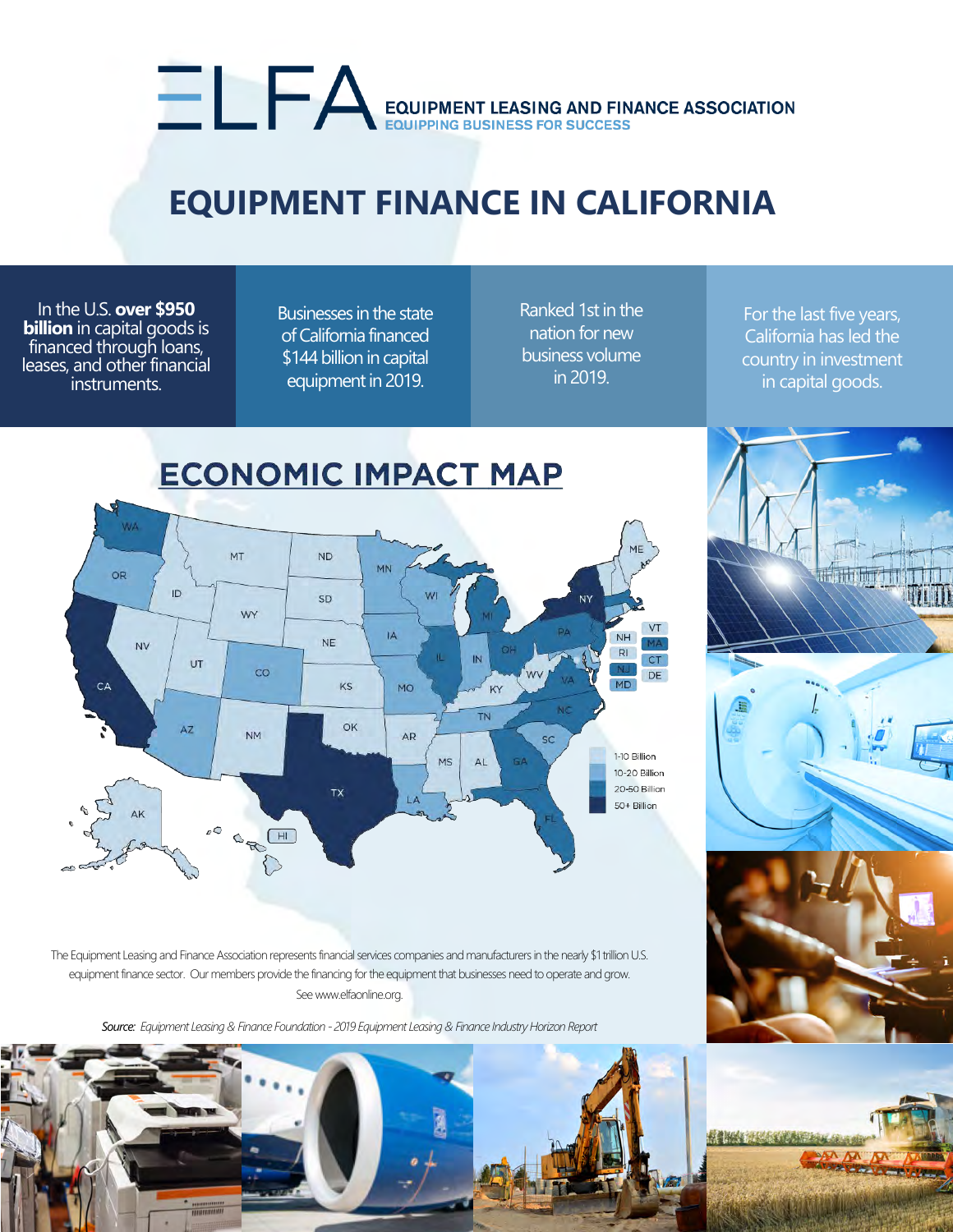# ELFA EQUIPMENT LEASING AND FINANCE ASSOCIATION

EQUIPPING BUSINESS FOR SUCCESS

# EQUIPMENT FINANCE IN CALIFORNIA

In the U.S. **over $950 billion** in capital goods is financed through loans, leases, and other financial instruments.

Businesses in the state of California financed $144 billion in capital equipment in 2019.

Ranked 1st in the nation for new business volume in 2019.

For the last five years, California has led the country in investment in capital goods.

## ECONOMIC IMPACT MAP

1-10 Billion
10-20 Billion
20-50 Billion
50+ Billion

The Equipment Leasing and Finance Association represents financial services companies and manufacturers in the nearly $1 trillion U.S. equipment finance sector. Our members provide the financing for the equipment that businesses need to operate and grow. See www.elfaonline.org.

*Source: Equipment Leasing & Finance Foundation - 2019 Equipment Leasing & Finance Industry Horizon Report*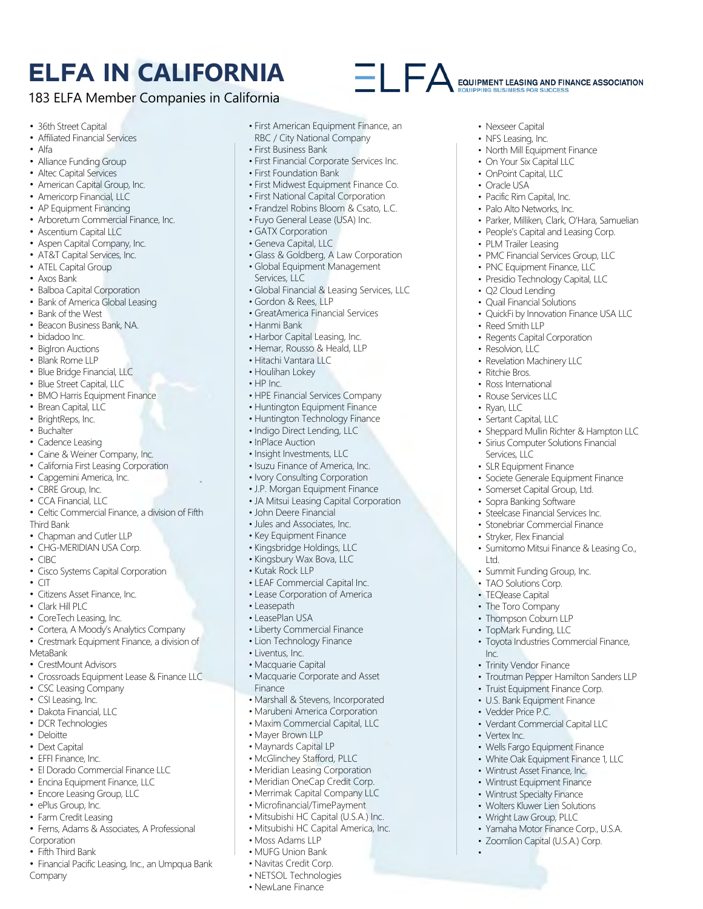# ELFA IN CALIFORNIA

183 ELFA Member Companies in California

EQUIPMENT LEASING AND FINANCE ASSOCIATION
EQUIPPING BUSINESS FOR SUCCESS

- 36th Street Capital
- Affiliated Financial Services
- Alfa
- Alliance Funding Group
- Altec Capital Services
- American Capital Group, Inc.
- Americorp Financial, LLC
- AP Equipment Financing
- Arboretum Commercial Finance, Inc.
- Ascentium Capital LLC
- Aspen Capital Company, Inc.
- AT&T Capital Services, Inc.
- ATEL Capital Group
- Axos Bank
- Balboa Capital Corporation
- Bank of America Global Leasing
- Bank of the West
- Beacon Business Bank, NA.
- bidadoo Inc.
- BigIron Auctions
- Blank Rome LLP
- Blue Bridge Financial, LLC
- Blue Street Capital, LLC
- BMO Harris Equipment Finance
- Brean Capital, LLC
- BrightReps, Inc.
- Buchalter
- Cadence Leasing
- Caine & Weiner Company, Inc.
- California First Leasing Corporation
- Capgemini America, Inc.
- CBRE Group, Inc.
- CCA Financial, LLC
- Celtic Commercial Finance, a division of Fifth Third Bank
- Chapman and Cutler LLP
- CHG-MERIDIAN USA Corp.
- CIBC
- Cisco Systems Capital Corporation
- CIT
- Citizens Asset Finance, Inc.
- Clark Hill PLC
- CoreTech Leasing, Inc.
- Cortera, A Moody's Analytics Company
- Crestmark Equipment Finance, a division of MetaBank
- CrestMount Advisors
- Crossroads Equipment Lease & Finance LLC
- CSC Leasing Company
- CSI Leasing, Inc.
- Dakota Financial, LLC
- DCR Technologies
- Deloitte
- Dext Capital
- EFFI Finance, Inc.
- El Dorado Commercial Finance LLC
- Encina Equipment Finance, LLC
- Encore Leasing Group, LLC
- ePlus Group, Inc.
- Farm Credit Leasing
- Ferns, Adams & Associates, A Professional Corporation
- Fifth Third Bank
- Financial Pacific Leasing, Inc., an Umpqua Bank Company
- First American Equipment Finance, an RBC / City National Company
- First Business Bank
- First Financial Corporate Services Inc.
- First Foundation Bank
- First Midwest Equipment Finance Co.
- First National Capital Corporation
- Frandzel Robins Bloom & Csato, L.C.
- Fuyo General Lease (USA) Inc.
- GATX Corporation
- Geneva Capital, LLC
- Glass & Goldberg, A Law Corporation
- Global Equipment Management Services, LLC
- Global Financial & Leasing Services, LLC
- Gordon & Rees, LLP
- GreatAmerica Financial Services
- Hanmi Bank
- Harbor Capital Leasing, Inc.
- Hemar, Rousso & Heald, LLP
- Hitachi Vantara LLC
- Houlihan Lokey
- HP Inc.
- HPE Financial Services Company
- Huntington Equipment Finance
- Huntington Technology Finance
- Indigo Direct Lending, LLC
- InPlace Auction
- Insight Investments, LLC
- Isuzu Finance of America, Inc.
- Ivory Consulting Corporation
- J.P. Morgan Equipment Finance
- JA Mitsui Leasing Capital Corporation
- John Deere Financial
- Jules and Associates, Inc.
- Key Equipment Finance
- Kingsbridge Holdings, LLC
- Kingsbury Wax Bova, LLC
- Kutak Rock LLP
- LEAF Commercial Capital Inc.
- Lease Corporation of America
- Leasepath
- LeasePlan USA
- Liberty Commercial Finance
- Lion Technology Finance
- Liventus, Inc.
- Macquarie Capital
- Macquarie Corporate and Asset Finance
- Marshall & Stevens, Incorporated
- Marubeni America Corporation
- Maxim Commercial Capital, LLC
- Mayer Brown LLP
- Maynards Capital LP
- McGlinchey Stafford, PLLC
- Meridian Leasing Corporation
- Meridian OneCap Credit Corp.
- Merrimak Capital Company LLC
- Microfinancial/TimePayment
- Mitsubishi HC Capital (U.S.A.) Inc.
- Mitsubishi HC Capital America, Inc.
- Moss Adams LLP
- MUFG Union Bank
- Navitas Credit Corp.
- NETSOL Technologies
- NewLane Finance
- Nexseer Capital
- NFS Leasing, Inc.
- North Mill Equipment Finance
- On Your Six Capital LLC
- OnPoint Capital, LLC
- Oracle USA
- Pacific Rim Capital, Inc.
- Palo Alto Networks, Inc.
- Parker, Milliken, Clark, O'Hara, Samuelian
- People's Capital and Leasing Corp.
- PLM Trailer Leasing
- PMC Financial Services Group, LLC
- PNC Equipment Finance, LLC
- Presidio Technology Capital, LLC
- Q2 Cloud Lending
- Quail Financial Solutions
- QuickFi by Innovation Finance USA LLC
- Reed Smith LLP
- Regents Capital Corporation
- Resolvion, LLC
- Revelation Machinery LLC
- Ritchie Bros.
- Ross International
- Rouse Services LLC
- Ryan, LLC
- Sertant Capital, LLC
- Sheppard Mullin Richter & Hampton LLC
- Sirius Computer Solutions Financial Services, LLC
- SLR Equipment Finance
- Societe Generale Equipment Finance
- Somerset Capital Group, Ltd.
- Sopra Banking Software
- Steelcase Financial Services Inc.
- Stonebriar Commercial Finance
- Stryker, Flex Financial
- Sumitomo Mitsui Finance & Leasing Co., Ltd.
- Summit Funding Group, Inc.
- TAO Solutions Corp.
- TEQlease Capital
- The Toro Company
- Thompson Coburn LLP
- TopMark Funding, LLC
- Toyota Industries Commercial Finance, Inc.
- Trinity Vendor Finance
- Troutman Pepper Hamilton Sanders LLP
- Truist Equipment Finance Corp.
- U.S. Bank Equipment Finance
- Vedder Price P.C.
- Verdant Commercial Capital LLC
- Vertex Inc.
- Wells Fargo Equipment Finance
- White Oak Equipment Finance 1, LLC
- Wintrust Asset Finance, Inc.
- Wintrust Equipment Finance
- Wintrust Specialty Finance
- Wolters Kluwer Lien Solutions
- Wright Law Group, PLLC
- Yamaha Motor Finance Corp., U.S.A.
- Zoomlion Capital (U.S.A.) Corp.